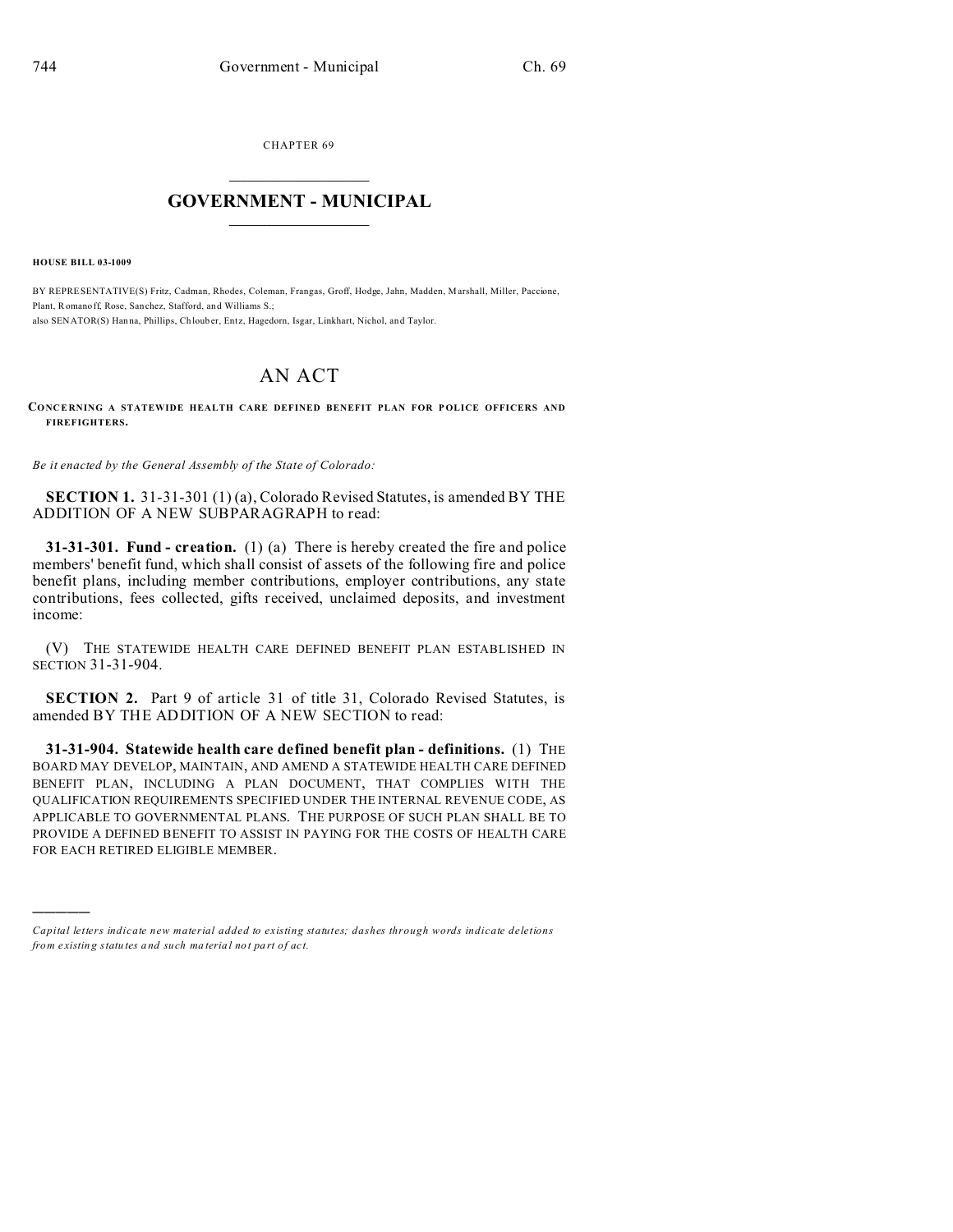CHAPTER 69

# GOVERNMENT - MUNICIPAL

**HOUSE BILL 03-1009**

BY REPRESENTATIVE(S) Fritz, Cadman, Rhodes, Coleman, Frangas, Groff, Hodge, Jahn, Madden, Marshall, Miller, Paccione, Plant, Romanoff, Rose, Sanchez, Stafford, and Williams S.;
also SENATOR(S) Hanna, Phillips, Chlouber, Entz, Hagedorn, Isgar, Linkhart, Nichol, and Taylor.

# AN ACT

**CONCERNING A STATEWIDE HEALTH CARE DEFINED BENEFIT PLAN FOR POLICE OFFICERS AND FIREFIGHTERS.**

*Be it enacted by the General Assembly of the State of Colorado:*

**SECTION 1.** 31-31-301 (1) (a), Colorado Revised Statutes, is amended BY THE ADDITION OF A NEW SUBPARAGRAPH to read:

**31-31-301. Fund - creation.** (1) (a) There is hereby created the fire and police members' benefit fund, which shall consist of assets of the following fire and police benefit plans, including member contributions, employer contributions, any state contributions, fees collected, gifts received, unclaimed deposits, and investment income:

(V) THE STATEWIDE HEALTH CARE DEFINED BENEFIT PLAN ESTABLISHED IN SECTION 31-31-904.

**SECTION 2.** Part 9 of article 31 of title 31, Colorado Revised Statutes, is amended BY THE ADDITION OF A NEW SECTION to read:

**31-31-904. Statewide health care defined benefit plan - definitions.** (1) THE BOARD MAY DEVELOP, MAINTAIN, AND AMEND A STATEWIDE HEALTH CARE DEFINED BENEFIT PLAN, INCLUDING A PLAN DOCUMENT, THAT COMPLIES WITH THE QUALIFICATION REQUIREMENTS SPECIFIED UNDER THE INTERNAL REVENUE CODE, AS APPLICABLE TO GOVERNMENTAL PLANS. THE PURPOSE OF SUCH PLAN SHALL BE TO PROVIDE A DEFINED BENEFIT TO ASSIST IN PAYING FOR THE COSTS OF HEALTH CARE FOR EACH RETIRED ELIGIBLE MEMBER.

---

*Capital letters indicate new material added to existing statutes; dashes through words indicate deletions from existing statutes and such material not part of act.*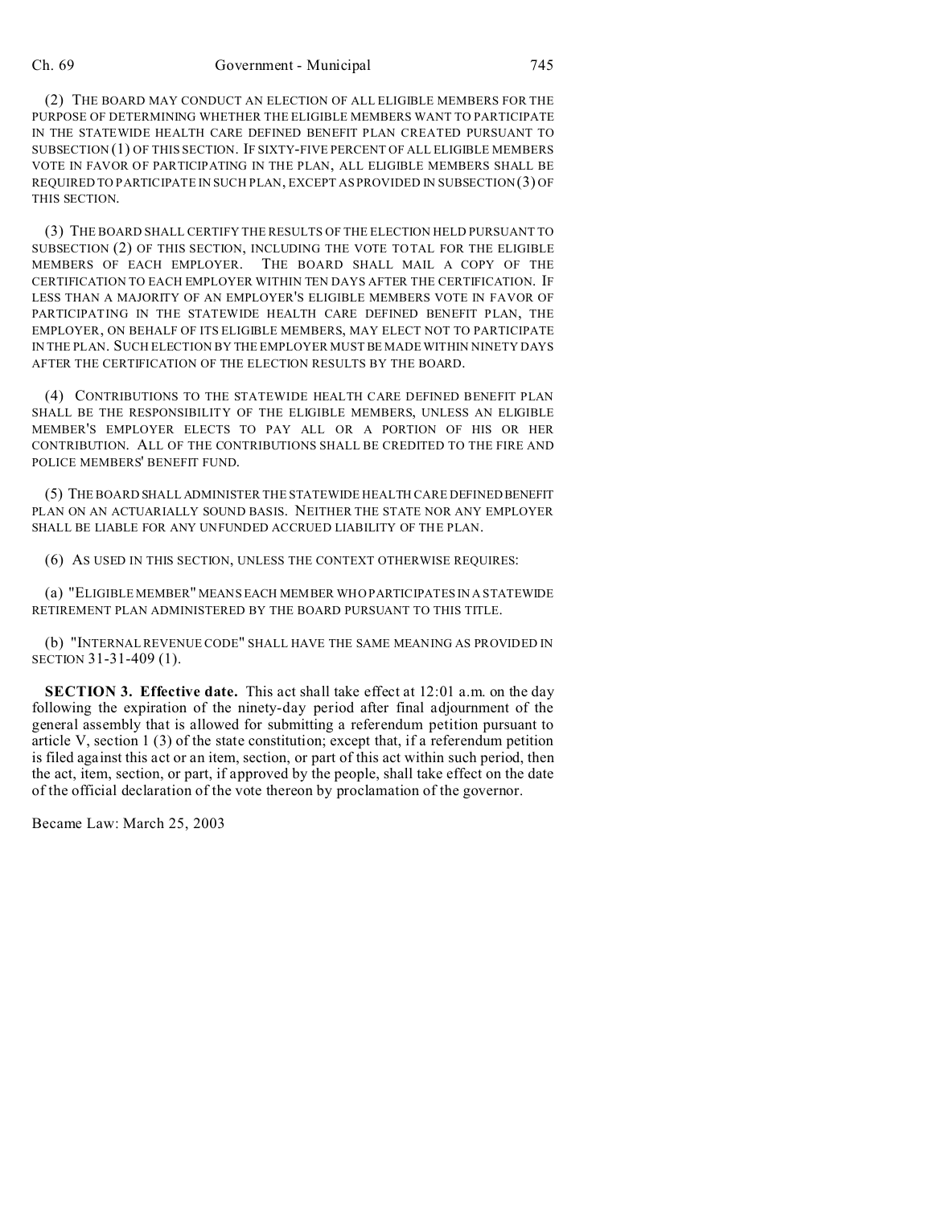(2) THE BOARD MAY CONDUCT AN ELECTION OF ALL ELIGIBLE MEMBERS FOR THE PURPOSE OF DETERMINING WHETHER THE ELIGIBLE MEMBERS WANT TO PARTICIPATE IN THE STATEWIDE HEALTH CARE DEFINED BENEFIT PLAN CREATED PURSUANT TO SUBSECTION (1) OF THIS SECTION. IF SIXTY-FIVE PERCENT OF ALL ELIGIBLE MEMBERS VOTE IN FAVOR OF PARTICIPATING IN THE PLAN, ALL ELIGIBLE MEMBERS SHALL BE REQUIRED TO PARTICIPATE IN SUCH PLAN, EXCEPT AS PROVIDED IN SUBSECTION (3) OF THIS SECTION.

(3) THE BOARD SHALL CERTIFY THE RESULTS OF THE ELECTION HELD PURSUANT TO SUBSECTION (2) OF THIS SECTION, INCLUDING THE VOTE TOTAL FOR THE ELIGIBLE MEMBERS OF EACH EMPLOYER. THE BOARD SHALL MAIL A COPY OF THE CERTIFICATION TO EACH EMPLOYER WITHIN TEN DAYS AFTER THE CERTIFICATION. IF LESS THAN A MAJORITY OF AN EMPLOYER'S ELIGIBLE MEMBERS VOTE IN FAVOR OF PARTICIPATING IN THE STATEWIDE HEALTH CARE DEFINED BENEFIT PLAN, THE EMPLOYER, ON BEHALF OF ITS ELIGIBLE MEMBERS, MAY ELECT NOT TO PARTICIPATE IN THE PLAN. SUCH ELECTION BY THE EMPLOYER MUST BE MADE WITHIN NINETY DAYS AFTER THE CERTIFICATION OF THE ELECTION RESULTS BY THE BOARD.

(4) CONTRIBUTIONS TO THE STATEWIDE HEALTH CARE DEFINED BENEFIT PLAN SHALL BE THE RESPONSIBILITY OF THE ELIGIBLE MEMBERS, UNLESS AN ELIGIBLE MEMBER'S EMPLOYER ELECTS TO PAY ALL OR A PORTION OF HIS OR HER CONTRIBUTION. ALL OF THE CONTRIBUTIONS SHALL BE CREDITED TO THE FIRE AND POLICE MEMBERS' BENEFIT FUND.

(5) THE BOARD SHALL ADMINISTER THE STATEWIDE HEALTH CARE DEFINED BENEFIT PLAN ON AN ACTUARIALLY SOUND BASIS. NEITHER THE STATE NOR ANY EMPLOYER SHALL BE LIABLE FOR ANY UNFUNDED ACCRUED LIABILITY OF THE PLAN.

(6) AS USED IN THIS SECTION, UNLESS THE CONTEXT OTHERWISE REQUIRES:

(a) "ELIGIBLE MEMBER" MEANS EACH MEMBER WHO PARTICIPATES IN A STATEWIDE RETIREMENT PLAN ADMINISTERED BY THE BOARD PURSUANT TO THIS TITLE.

(b) "INTERNAL REVENUE CODE" SHALL HAVE THE SAME MEANING AS PROVIDED IN SECTION 31-31-409 (1).

**SECTION 3. Effective date.** This act shall take effect at 12:01 a.m. on the day following the expiration of the ninety-day period after final adjournment of the general assembly that is allowed for submitting a referendum petition pursuant to article V, section 1 (3) of the state constitution; except that, if a referendum petition is filed against this act or an item, section, or part of this act within such period, then the act, item, section, or part, if approved by the people, shall take effect on the date of the official declaration of the vote thereon by proclamation of the governor.

Became Law: March 25, 2003